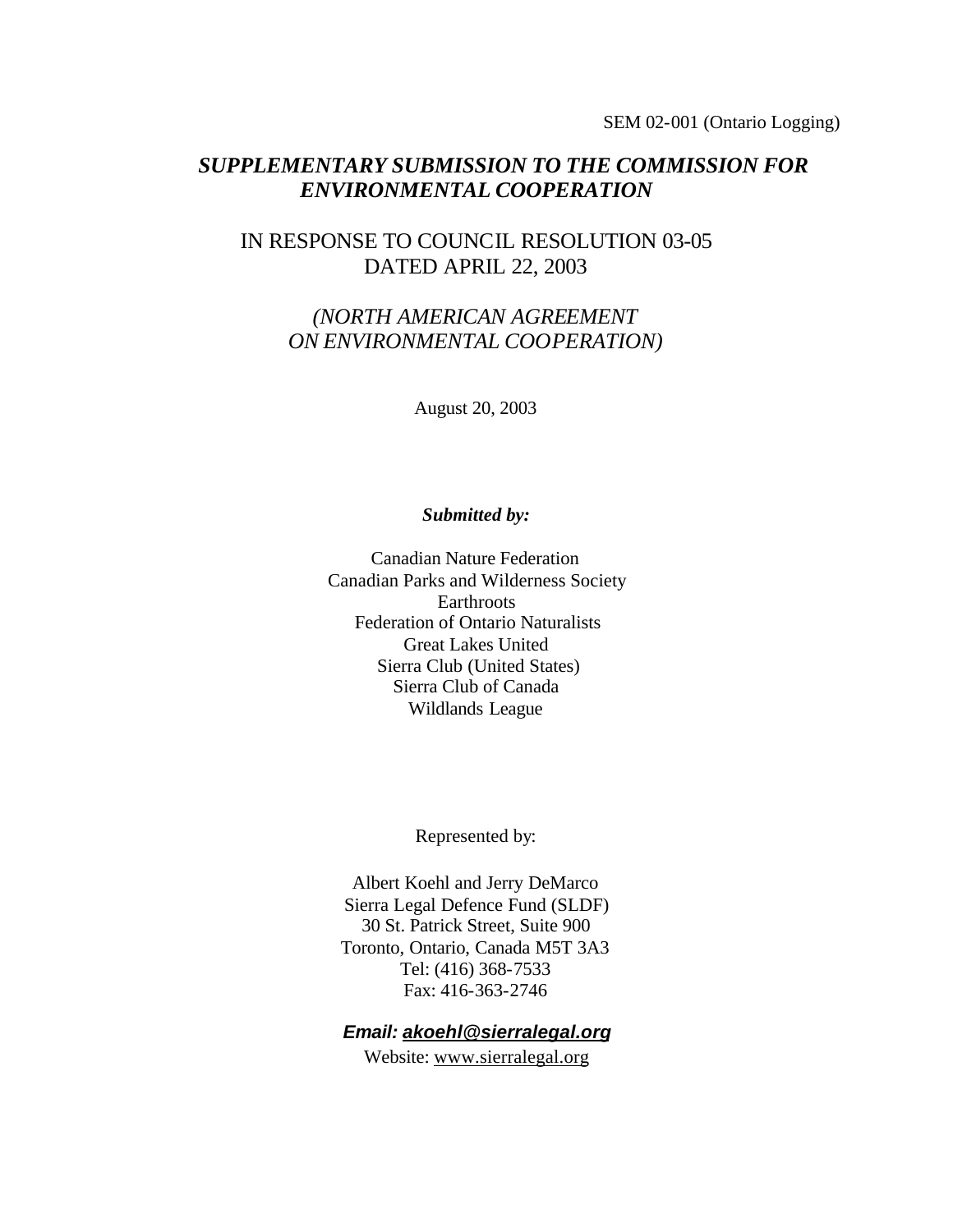SEM 02-001 (Ontario Logging)

# *SUPPLEMENTARY SUBMISSION TO THE COMMISSION FOR ENVIRONMENTAL COOPERATION*

## IN RESPONSE TO COUNCIL RESOLUTION 03-05 DATED APRIL 22, 2003

*(NORTH AMERICAN AGREEMENT ON ENVIRONMENTAL COOPERATION)*

August 20, 2003

***Submitted by:***

Canadian Nature Federation
Canadian Parks and Wilderness Society
Earthroots
Federation of Ontario Naturalists
Great Lakes United
Sierra Club (United States)
Sierra Club of Canada
Wildlands League

Represented by:

Albert Koehl and Jerry DeMarco
Sierra Legal Defence Fund (SLDF)
30 St. Patrick Street, Suite 900
Toronto, Ontario, Canada M5T 3A3
Tel: (416) 368-7533
Fax: 416-363-2746

***Email: akoehl@sierralegal.org***

Website: www.sierralegal.org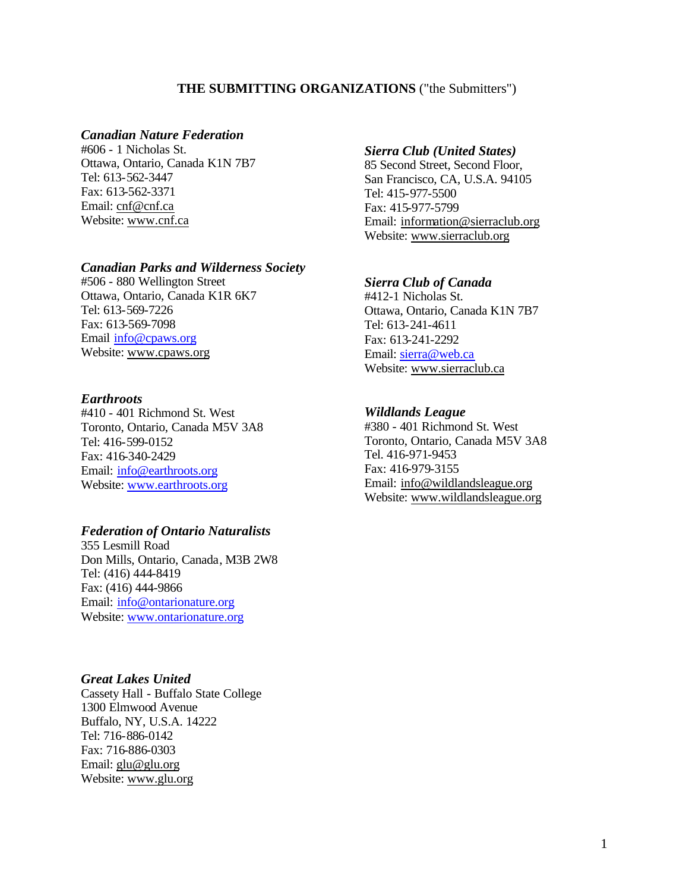**THE SUBMITTING ORGANIZATIONS** ("the Submitters")

***Canadian Nature Federation***
#606 - 1 Nicholas St.
Ottawa, Ontario, Canada K1N 7B7
Tel: 613-562-3447
Fax: 613-562-3371
Email: cnf@cnf.ca
Website: www.cnf.ca

***Canadian Parks and Wilderness Society***
#506 - 880 Wellington Street
Ottawa, Ontario, Canada K1R 6K7
Tel: 613-569-7226
Fax: 613-569-7098
Email info@cpaws.org
Website: www.cpaws.org

***Earthroots***
#410 - 401 Richmond St. West
Toronto, Ontario, Canada M5V 3A8
Tel: 416-599-0152
Fax: 416-340-2429
Email: info@earthroots.org
Website: www.earthroots.org

***Federation of Ontario Naturalists***
355 Lesmill Road
Don Mills, Ontario, Canada, M3B 2W8
Tel: (416) 444-8419
Fax: (416) 444-9866
Email: info@ontarionature.org
Website: www.ontarionature.org

***Great Lakes United***
Cassety Hall - Buffalo State College
1300 Elmwood Avenue
Buffalo, NY, U.S.A. 14222
Tel: 716-886-0142
Fax: 716-886-0303
Email: glu@glu.org
Website: www.glu.org

***Sierra Club (United States)***
85 Second Street, Second Floor,
San Francisco, CA, U.S.A. 94105
Tel: 415-977-5500
Fax: 415-977-5799
Email: information@sierraclub.org
Website: www.sierraclub.org

***Sierra Club of Canada***
#412-1 Nicholas St.
Ottawa, Ontario, Canada K1N 7B7
Tel: 613-241-4611
Fax: 613-241-2292
Email: sierra@web.ca
Website: www.sierraclub.ca

***Wildlands League***
#380 - 401 Richmond St. West
Toronto, Ontario, Canada M5V 3A8
Tel. 416-971-9453
Fax: 416-979-3155
Email: info@wildlandsleague.org
Website: www.wildlandsleague.org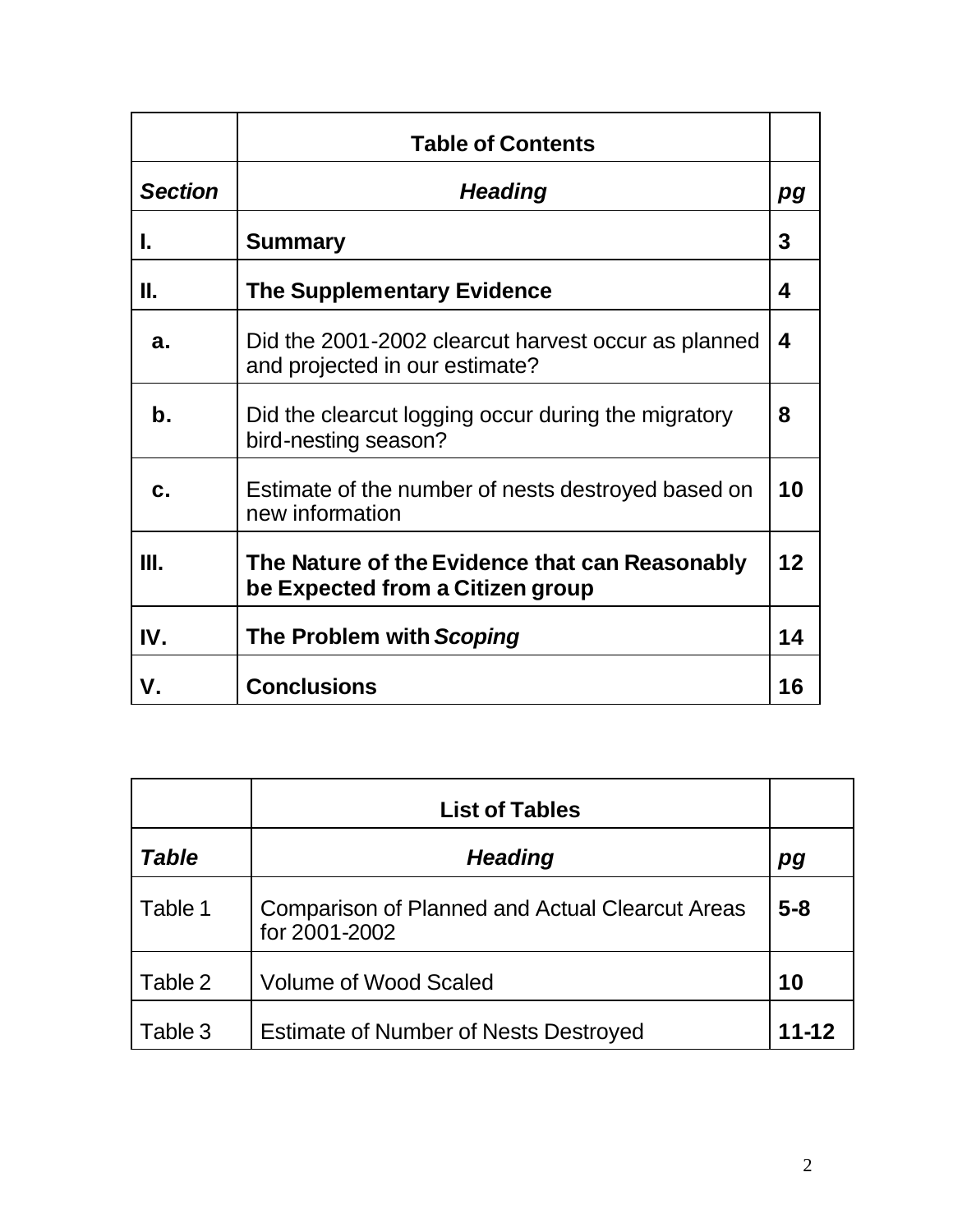| | **Table of Contents** | |
|---|---|---|
| ***Section*** | ***Heading*** | ***pg*** |
| **I.** | **Summary** | **3** |
| **II.** | **The Supplementary Evidence** | **4** |
| **a.** | Did the 2001-2002 clearcut harvest occur as planned and projected in our estimate? | **4** |
| **b.** | Did the clearcut logging occur during the migratory bird-nesting season? | **8** |
| **c.** | Estimate of the number of nests destroyed based on new information | **10** |
| **III.** | **The Nature of the Evidence that can Reasonably be Expected from a Citizen group** | **12** |
| **IV.** | **The Problem with *Scoping*** | **14** |
| **V.** | **Conclusions** | **16** |

| | **List of Tables** | |
|---|---|---|
| ***Table*** | ***Heading*** | ***pg*** |
| Table 1 | Comparison of Planned and Actual Clearcut Areas for 2001-2002 | **5-8** |
| Table 2 | Volume of Wood Scaled | **10** |
| Table 3 | Estimate of Number of Nests Destroyed | **11-12** |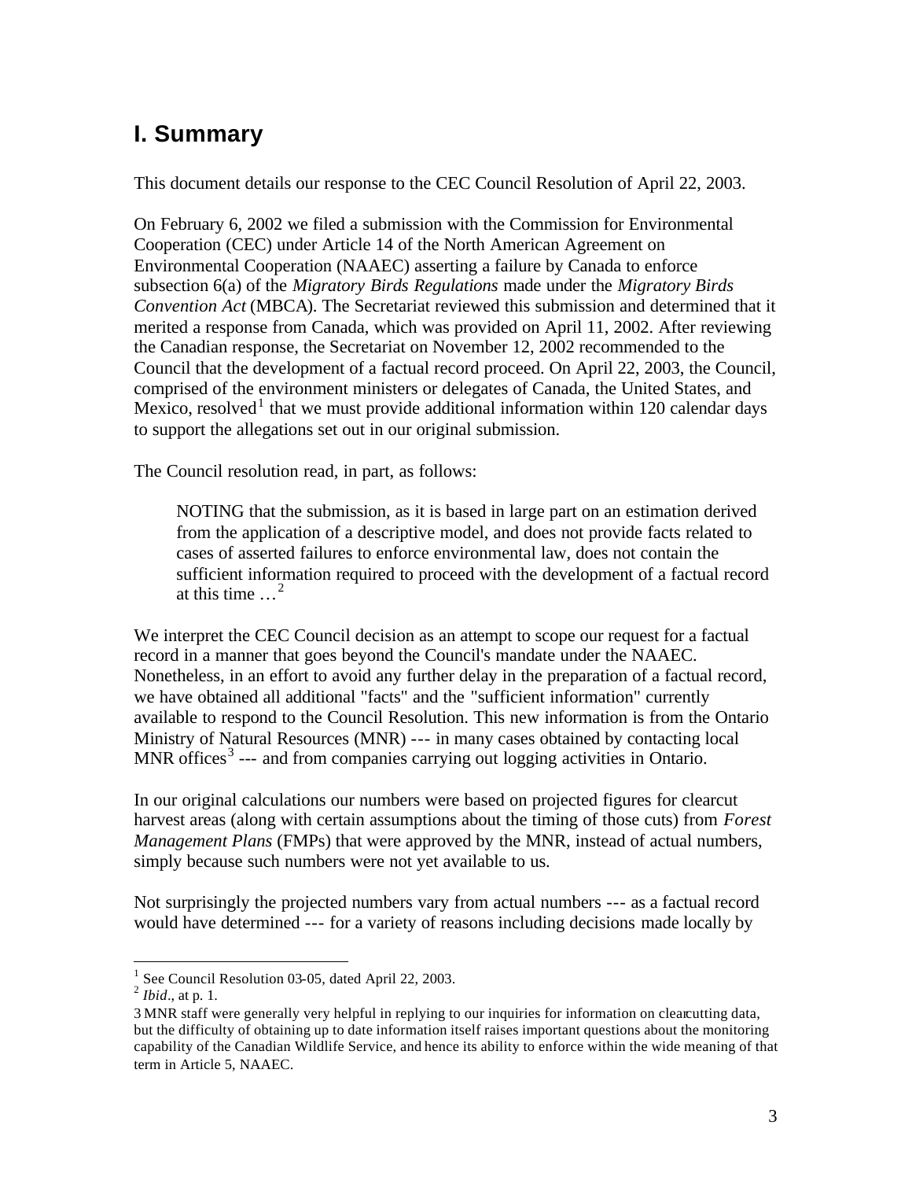## I. Summary

This document details our response to the CEC Council Resolution of April 22, 2003.

On February 6, 2002 we filed a submission with the Commission for Environmental Cooperation (CEC) under Article 14 of the North American Agreement on Environmental Cooperation (NAAEC) asserting a failure by Canada to enforce subsection 6(a) of the *Migratory Birds Regulations* made under the *Migratory Birds Convention Act* (MBCA). The Secretariat reviewed this submission and determined that it merited a response from Canada, which was provided on April 11, 2002. After reviewing the Canadian response, the Secretariat on November 12, 2002 recommended to the Council that the development of a factual record proceed. On April 22, 2003, the Council, comprised of the environment ministers or delegates of Canada, the United States, and Mexico, resolved[1] that we must provide additional information within 120 calendar days to support the allegations set out in our original submission.

The Council resolution read, in part, as follows:

> NOTING that the submission, as it is based in large part on an estimation derived from the application of a descriptive model, and does not provide facts related to cases of asserted failures to enforce environmental law, does not contain the sufficient information required to proceed with the development of a factual record at this time …[2]

We interpret the CEC Council decision as an attempt to scope our request for a factual record in a manner that goes beyond the Council's mandate under the NAAEC. Nonetheless, in an effort to avoid any further delay in the preparation of a factual record, we have obtained all additional "facts" and the "sufficient information" currently available to respond to the Council Resolution. This new information is from the Ontario Ministry of Natural Resources (MNR) --- in many cases obtained by contacting local MNR offices[3] --- and from companies carrying out logging activities in Ontario.

In our original calculations our numbers were based on projected figures for clearcut harvest areas (along with certain assumptions about the timing of those cuts) from *Forest Management Plans* (FMPs) that were approved by the MNR, instead of actual numbers, simply because such numbers were not yet available to us.

Not surprisingly the projected numbers vary from actual numbers --- as a factual record would have determined --- for a variety of reasons including decisions made locally by

---

[1] See Council Resolution 03-05, dated April 22, 2003.

[2] *Ibid*., at p. 1.

[3] MNR staff were generally very helpful in replying to our inquiries for information on clearcutting data, but the difficulty of obtaining up to date information itself raises important questions about the monitoring capability of the Canadian Wildlife Service, and hence its ability to enforce within the wide meaning of that term in Article 5, NAAEC.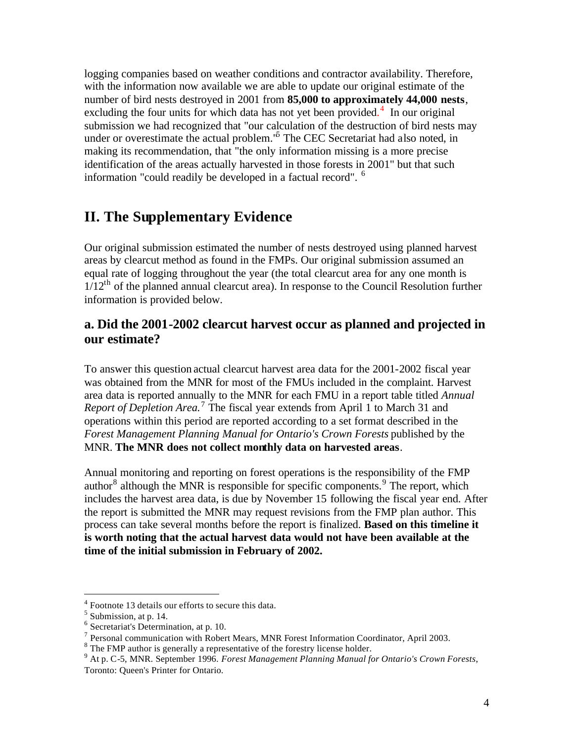logging companies based on weather conditions and contractor availability. Therefore, with the information now available we are able to update our original estimate of the number of bird nests destroyed in 2001 from **85,000 to approximately 44,000 nests**, excluding the four units for which data has not yet been provided.[4] In our original submission we had recognized that "our calculation of the destruction of bird nests may under or overestimate the actual problem."[5] The CEC Secretariat had also noted, in making its recommendation, that "the only information missing is a more precise identification of the areas actually harvested in those forests in 2001" but that such information "could readily be developed in a factual record".[6]

## II. The Supplementary Evidence

Our original submission estimated the number of nests destroyed using planned harvest areas by clearcut method as found in the FMPs. Our original submission assumed an equal rate of logging throughout the year (the total clearcut area for any one month is $1/12^{th}$ of the planned annual clearcut area). In response to the Council Resolution further information is provided below.

### a. Did the 2001-2002 clearcut harvest occur as planned and projected in our estimate?

To answer this question actual clearcut harvest area data for the 2001-2002 fiscal year was obtained from the MNR for most of the FMUs included in the complaint. Harvest area data is reported annually to the MNR for each FMU in a report table titled *Annual Report of Depletion Area.*[7] The fiscal year extends from April 1 to March 31 and operations within this period are reported according to a set format described in the *Forest Management Planning Manual for Ontario's Crown Forests* published by the MNR. **The MNR does not collect monthly data on harvested areas**.

Annual monitoring and reporting on forest operations is the responsibility of the FMP author[8] although the MNR is responsible for specific components.[9] The report, which includes the harvest area data, is due by November 15 following the fiscal year end. After the report is submitted the MNR may request revisions from the FMP plan author. This process can take several months before the report is finalized. **Based on this timeline it is worth noting that the actual harvest data would not have been available at the time of the initial submission in February of 2002.**

---

[4] Footnote 13 details our efforts to secure this data.

[5] Submission, at p. 14.

[6] Secretariat's Determination, at p. 10.

[7] Personal communication with Robert Mears, MNR Forest Information Coordinator, April 2003.

[8] The FMP author is generally a representative of the forestry license holder.

[9] At p. C-5, MNR. September 1996. *Forest Management Planning Manual for Ontario's Crown Forests*, Toronto: Queen's Printer for Ontario.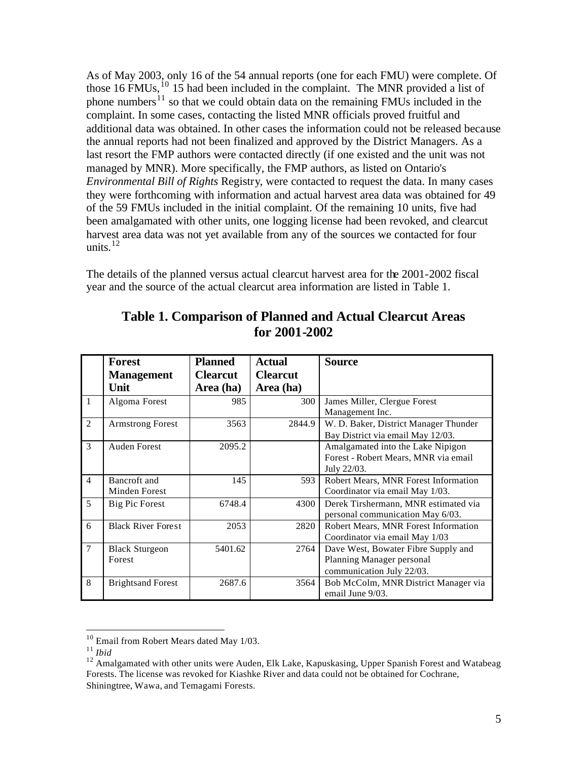As of May 2003, only 16 of the 54 annual reports (one for each FMU) were complete. Of those 16 FMUs,[10] 15 had been included in the complaint. The MNR provided a list of phone numbers[11] so that we could obtain data on the remaining FMUs included in the complaint. In some cases, contacting the listed MNR officials proved fruitful and additional data was obtained. In other cases the information could not be released because the annual reports had not been finalized and approved by the District Managers. As a last resort the FMP authors were contacted directly (if one existed and the unit was not managed by MNR). More specifically, the FMP authors, as listed on Ontario's *Environmental Bill of Rights* Registry, were contacted to request the data. In many cases they were forthcoming with information and actual harvest area data was obtained for 49 of the 59 FMUs included in the initial complaint. Of the remaining 10 units, five had been amalgamated with other units, one logging license had been revoked, and clearcut harvest area data was not yet available from any of the sources we contacted for four units.[12]

The details of the planned versus actual clearcut harvest area for the 2001-2002 fiscal year and the source of the actual clearcut area information are listed in Table 1.

## Table 1. Comparison of Planned and Actual Clearcut Areas for 2001-2002

| | Forest Management Unit | Planned Clearcut Area (ha) | Actual Clearcut Area (ha) | Source |
|---|---|---|---|---|
| 1 | Algoma Forest | 985 | 300 | James Miller, Clergue Forest Management Inc. |
| 2 | Armstrong Forest | 3563 | 2844.9 | W. D. Baker, District Manager Thunder Bay District via email May 12/03. |
| 3 | Auden Forest | 2095.2 | | Amalgamated into the Lake Nipigon Forest - Robert Mears, MNR via email July 22/03. |
| 4 | Bancroft and Minden Forest | 145 | 593 | Robert Mears, MNR Forest Information Coordinator via email May 1/03. |
| 5 | Big Pic Forest | 6748.4 | 4300 | Derek Tirshermann, MNR estimated via personal communication May 6/03. |
| 6 | Black River Forest | 2053 | 2820 | Robert Mears, MNR Forest Information Coordinator via email May 1/03 |
| 7 | Black Sturgeon Forest | 5401.62 | 2764 | Dave West, Bowater Fibre Supply and Planning Manager personal communication July 22/03. |
| 8 | Brightsand Forest | 2687.6 | 3564 | Bob McColm, MNR District Manager via email June 9/03. |

[10] Email from Robert Mears dated May 1/03.

[11] *Ibid*

[12] Amalgamated with other units were Auden, Elk Lake, Kapuskasing, Upper Spanish Forest and Watabeag Forests. The license was revoked for Kiashke River and data could not be obtained for Cochrane, Shiningtree, Wawa, and Temagami Forests.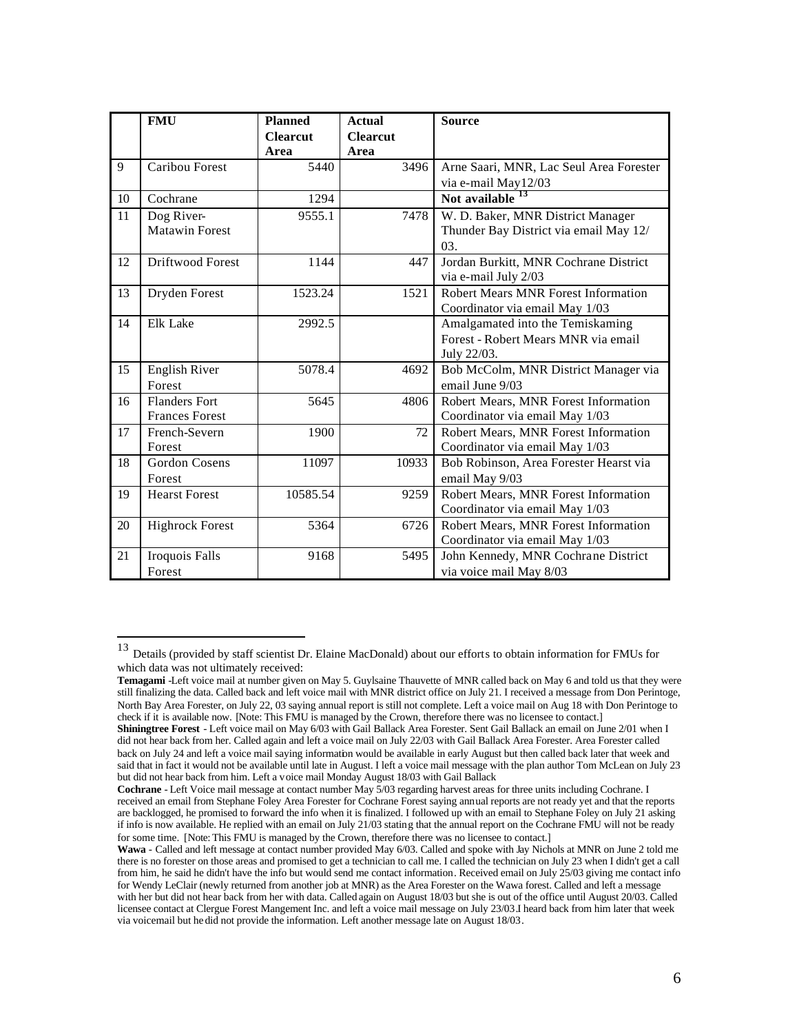| | FMU | Planned Clearcut Area | Actual Clearcut Area | Source |
|---|---|---|---|---|
| 9 | Caribou Forest | 5440 | 3496 | Arne Saari, MNR, Lac Seul Area Forester via e-mail May12/03 |
| 10 | Cochrane | 1294 | | **Not available** [13] |
| 11 | Dog River-Matawin Forest | 9555.1 | 7478 | W. D. Baker, MNR District Manager Thunder Bay District via email May 12/03. |
| 12 | Driftwood Forest | 1144 | 447 | Jordan Burkitt, MNR Cochrane District via e-mail July 2/03 |
| 13 | Dryden Forest | 1523.24 | 1521 | Robert Mears MNR Forest Information Coordinator via email May 1/03 |
| 14 | Elk Lake | 2992.5 | | Amalgamated into the Temiskaming Forest - Robert Mears MNR via email July 22/03. |
| 15 | English River Forest | 5078.4 | 4692 | Bob McColm, MNR District Manager via email June 9/03 |
| 16 | Flanders Fort Frances Forest | 5645 | 4806 | Robert Mears, MNR Forest Information Coordinator via email May 1/03 |
| 17 | French-Severn Forest | 1900 | 72 | Robert Mears, MNR Forest Information Coordinator via email May 1/03 |
| 18 | Gordon Cosens Forest | 11097 | 10933 | Bob Robinson, Area Forester Hearst via email May 9/03 |
| 19 | Hearst Forest | 10585.54 | 9259 | Robert Mears, MNR Forest Information Coordinator via email May 1/03 |
| 20 | Highrock Forest | 5364 | 6726 | Robert Mears, MNR Forest Information Coordinator via email May 1/03 |
| 21 | Iroquois Falls Forest | 9168 | 5495 | John Kennedy, MNR Cochrane District via voice mail May 8/03 |

[13] Details (provided by staff scientist Dr. Elaine MacDonald) about our efforts to obtain information for FMUs for which data was not ultimately received:

**Temagami** -Left voice mail at number given on May 5. Guylsaine Thauvette of MNR called back on May 6 and told us that they were still finalizing the data. Called back and left voice mail with MNR district office on July 21. I received a message from Don Perintoge, North Bay Area Forester, on July 22, 03 saying annual report is still not complete. Left a voice mail on Aug 18 with Don Perintoge to check if it is available now. [Note: This FMU is managed by the Crown, therefore there was no licensee to contact.]

**Shiningtree Forest** - Left voice mail on May 6/03 with Gail Ballack Area Forester. Sent Gail Ballack an email on June 2/01 when I did not hear back from her. Called again and left a voice mail on July 22/03 with Gail Ballack Area Forester. Area Forester called back on July 24 and left a voice mail saying information would be available in early August but then called back later that week and said that in fact it would not be available until late in August. I left a voice mail message with the plan author Tom McLean on July 23 but did not hear back from him. Left a voice mail Monday August 18/03 with Gail Ballack

**Cochrane** - Left Voice mail message at contact number May 5/03 regarding harvest areas for three units including Cochrane. I received an email from Stephane Foley Area Forester for Cochrane Forest saying annual reports are not ready yet and that the reports are backlogged, he promised to forward the info when it is finalized. I followed up with an email to Stephane Foley on July 21 asking if info is now available. He replied with an email on July 21/03 stating that the annual report on the Cochrane FMU will not be ready for some time. [Note: This FMU is managed by the Crown, therefore there was no licensee to contact.]

**Wawa** - Called and left message at contact number provided May 6/03. Called and spoke with Jay Nichols at MNR on June 2 told me there is no forester on those areas and promised to get a technician to call me. I called the technician on July 23 when I didn't get a call from him, he said he didn't have the info but would send me contact information. Received email on July 25/03 giving me contact info for Wendy LeClair (newly returned from another job at MNR) as the Area Forester on the Wawa forest. Called and left a message with her but did not hear back from her with data. Called again on August 18/03 but she is out of the office until August 20/03. Called licensee contact at Clergue Forest Mangement Inc. and left a voice mail message on July 23/03.I heard back from him later that week via voicemail but he did not provide the information. Left another message late on August 18/03.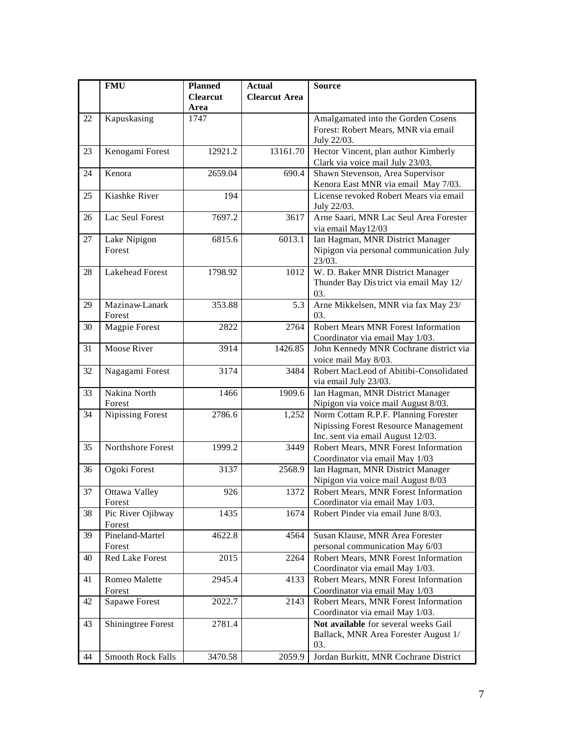| | FMU | Planned Clearcut Area | Actual Clearcut Area | Source |
|---|---|---|---|---|
| 22 | Kapuskasing | 1747 | | Amalgamated into the Gorden Cosens Forest: Robert Mears, MNR via email July 22/03. |
| 23 | Kenogami Forest | 12921.2 | 13161.70 | Hector Vincent, plan author Kimberly Clark via voice mail July 23/03. |
| 24 | Kenora | 2659.04 | 690.4 | Shawn Stevenson, Area Supervisor Kenora East MNR via email May 7/03. |
| 25 | Kiashke River | 194 | | License revoked Robert Mears via email July 22/03. |
| 26 | Lac Seul Forest | 7697.2 | 3617 | Arne Saari, MNR Lac Seul Area Forester via email May12/03 |
| 27 | Lake Nipigon Forest | 6815.6 | 6013.1 | Ian Hagman, MNR District Manager Nipigon via personal communication July 23/03. |
| 28 | Lakehead Forest | 1798.92 | 1012 | W. D. Baker MNR District Manager Thunder Bay District via email May 12/ 03. |
| 29 | Mazinaw-Lanark Forest | 353.88 | 5.3 | Arne Mikkelsen, MNR via fax May 23/ 03. |
| 30 | Magpie Forest | 2822 | 2764 | Robert Mears MNR Forest Information Coordinator via email May 1/03. |
| 31 | Moose River | 3914 | 1426.85 | John Kennedy MNR Cochrane district via voice mail May 8/03. |
| 32 | Nagagami Forest | 3174 | 3484 | Robert MacLeod of Abitibi-Consolidated via email July 23/03. |
| 33 | Nakina North Forest | 1466 | 1909.6 | Ian Hagman, MNR District Manager Nipigon via voice mail August 8/03. |
| 34 | Nipissing Forest | 2786.6 | 1,252 | Norm Cottam R.P.F. Planning Forester Nipissing Forest Resource Management Inc. sent via email August 12/03. |
| 35 | Northshore Forest | 1999.2 | 3449 | Robert Mears, MNR Forest Information Coordinator via email May 1/03 |
| 36 | Ogoki Forest | 3137 | 2568.9 | Ian Hagman, MNR District Manager Nipigon via voice mail August 8/03 |
| 37 | Ottawa Valley Forest | 926 | 1372 | Robert Mears, MNR Forest Information Coordinator via email May 1/03. |
| 38 | Pic River Ojibway Forest | 1435 | 1674 | Robert Pinder via email June 8/03. |
| 39 | Pineland-Martel Forest | 4622.8 | 4564 | Susan Klause, MNR Area Forester personal communication May 6/03 |
| 40 | Red Lake Forest | 2015 | 2264 | Robert Mears, MNR Forest Information Coordinator via email May 1/03. |
| 41 | Romeo Malette Forest | 2945.4 | 4133 | Robert Mears, MNR Forest Information Coordinator via email May 1/03 |
| 42 | Sapawe Forest | 2022.7 | 2143 | Robert Mears, MNR Forest Information Coordinator via email May 1/03. |
| 43 | Shiningtree Forest | 2781.4 | | **Not available** for several weeks Gail Ballack, MNR Area Forester August 1/ 03. |
| 44 | Smooth Rock Falls | 3470.58 | 2059.9 | Jordan Burkitt, MNR Cochrane District |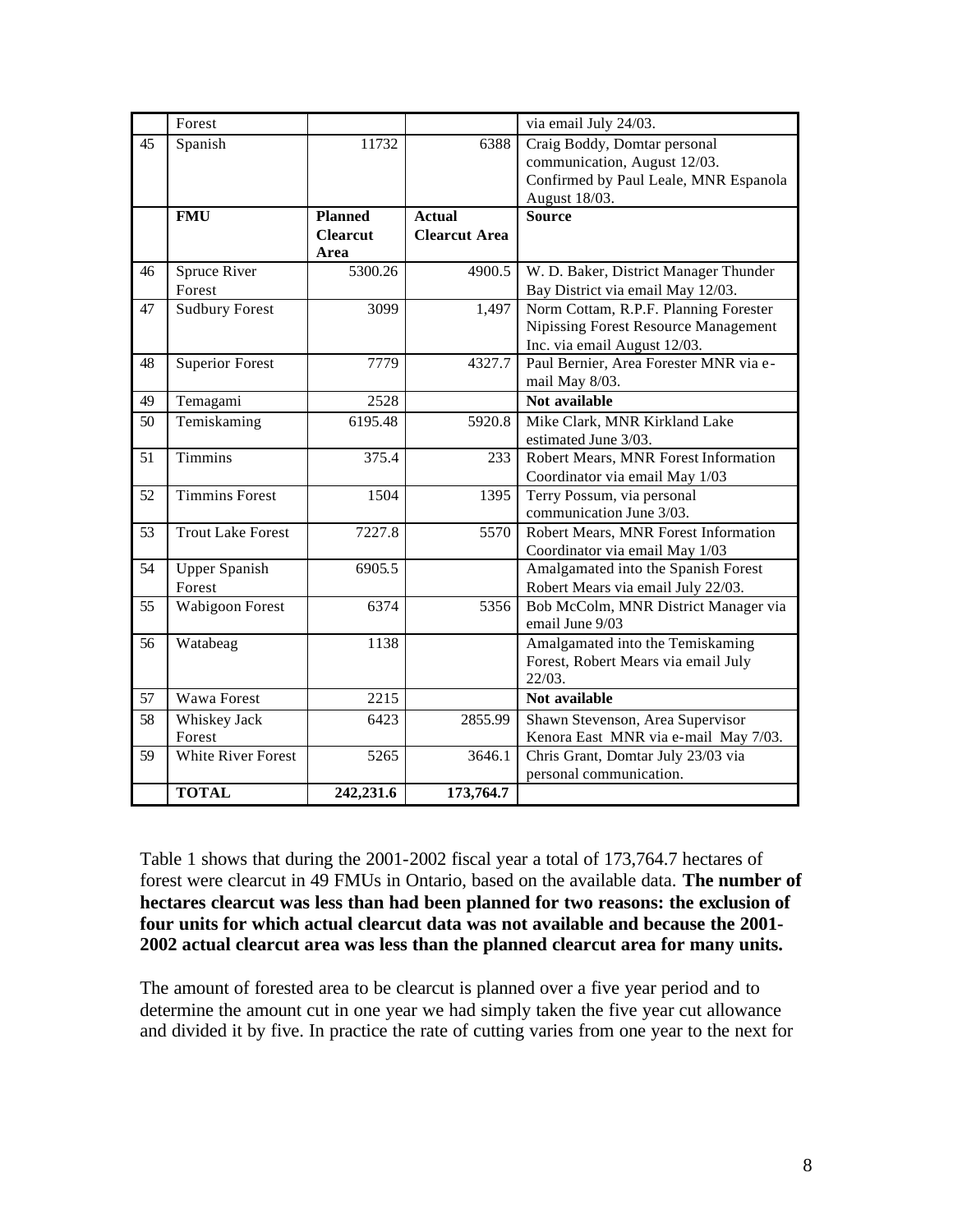| | Forest | | | via email July 24/03. |
|---|---|---|---|---|
| 45 | Spanish | 11732 | 6388 | Craig Boddy, Domtar personal communication, August 12/03. Confirmed by Paul Leale, MNR Espanola August 18/03. |
| | **FMU** | **Planned Clearcut Area** | **Actual Clearcut Area** | **Source** |
| 46 | Spruce River Forest | 5300.26 | 4900.5 | W. D. Baker, District Manager Thunder Bay District via email May 12/03. |
| 47 | Sudbury Forest | 3099 | 1,497 | Norm Cottam, R.P.F. Planning Forester Nipissing Forest Resource Management Inc. via email August 12/03. |
| 48 | Superior Forest | 7779 | 4327.7 | Paul Bernier, Area Forester MNR via e-mail May 8/03. |
| 49 | Temagami | 2528 | | **Not available** |
| 50 | Temiskaming | 6195.48 | 5920.8 | Mike Clark, MNR Kirkland Lake estimated June 3/03. |
| 51 | Timmins | 375.4 | 233 | Robert Mears, MNR Forest Information Coordinator via email May 1/03 |
| 52 | Timmins Forest | 1504 | 1395 | Terry Possum, via personal communication June 3/03. |
| 53 | Trout Lake Forest | 7227.8 | 5570 | Robert Mears, MNR Forest Information Coordinator via email May 1/03 |
| 54 | Upper Spanish Forest | 6905.5 | | Amalgamated into the Spanish Forest Robert Mears via email July 22/03. |
| 55 | Wabigoon Forest | 6374 | 5356 | Bob McColm, MNR District Manager via email June 9/03 |
| 56 | Watabeag | 1138 | | Amalgamated into the Temiskaming Forest, Robert Mears via email July 22/03. |
| 57 | Wawa Forest | 2215 | | **Not available** |
| 58 | Whiskey Jack Forest | 6423 | 2855.99 | Shawn Stevenson, Area Supervisor Kenora East MNR via e-mail May 7/03. |
| 59 | White River Forest | 5265 | 3646.1 | Chris Grant, Domtar July 23/03 via personal communication. |
| | **TOTAL** | **242,231.6** | **173,764.7** | |

Table 1 shows that during the 2001-2002 fiscal year a total of 173,764.7 hectares of forest were clearcut in 49 FMUs in Ontario, based on the available data. **The number of hectares clearcut was less than had been planned for two reasons: the exclusion of four units for which actual clearcut data was not available and because the 2001-2002 actual clearcut area was less than the planned clearcut area for many units.**

The amount of forested area to be clearcut is planned over a five year period and to determine the amount cut in one year we had simply taken the five year cut allowance and divided it by five. In practice the rate of cutting varies from one year to the next for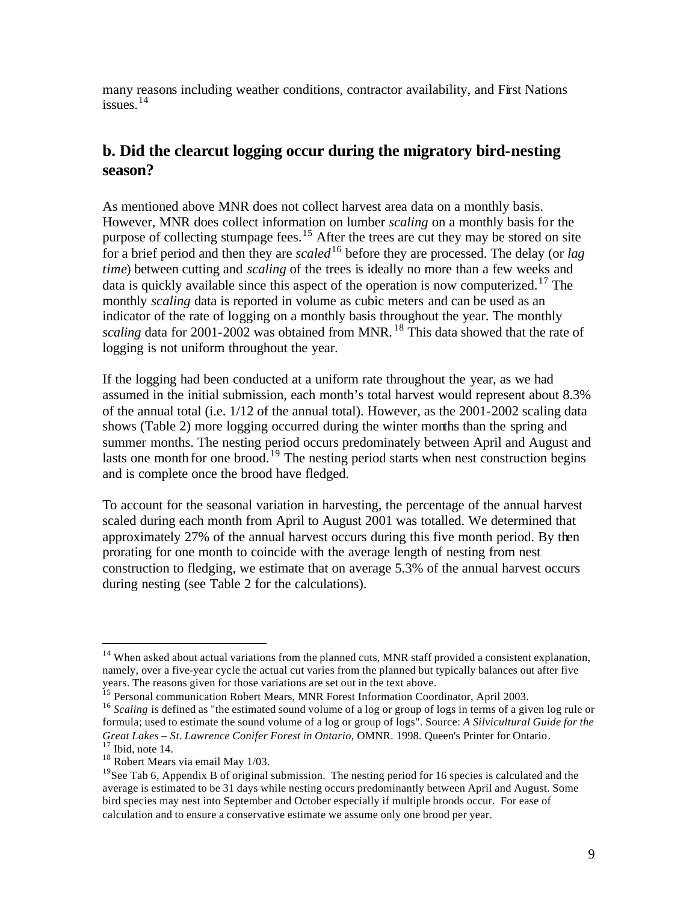many reasons including weather conditions, contractor availability, and First Nations issues.[14]

## b. Did the clearcut logging occur during the migratory bird-nesting season?

As mentioned above MNR does not collect harvest area data on a monthly basis. However, MNR does collect information on lumber *scaling* on a monthly basis for the purpose of collecting stumpage fees.[15] After the trees are cut they may be stored on site for a brief period and then they are *scaled*[16] before they are processed. The delay (or *lag time*) between cutting and *scaling* of the trees is ideally no more than a few weeks and data is quickly available since this aspect of the operation is now computerized.[17] The monthly *scaling* data is reported in volume as cubic meters and can be used as an indicator of the rate of logging on a monthly basis throughout the year. The monthly *scaling* data for 2001-2002 was obtained from MNR.[18] This data showed that the rate of logging is not uniform throughout the year.

If the logging had been conducted at a uniform rate throughout the year, as we had assumed in the initial submission, each month's total harvest would represent about 8.3% of the annual total (i.e. 1/12 of the annual total). However, as the 2001-2002 scaling data shows (Table 2) more logging occurred during the winter months than the spring and summer months. The nesting period occurs predominately between April and August and lasts one month for one brood.[19] The nesting period starts when nest construction begins and is complete once the brood have fledged.

To account for the seasonal variation in harvesting, the percentage of the annual harvest scaled during each month from April to August 2001 was totalled. We determined that approximately 27% of the annual harvest occurs during this five month period. By then prorating for one month to coincide with the average length of nesting from nest construction to fledging, we estimate that on average 5.3% of the annual harvest occurs during nesting (see Table 2 for the calculations).

---

[14] When asked about actual variations from the planned cuts, MNR staff provided a consistent explanation, namely, over a five-year cycle the actual cut varies from the planned but typically balances out after five years. The reasons given for those variations are set out in the text above.

[15] Personal communication Robert Mears, MNR Forest Information Coordinator, April 2003.

[16] *Scaling* is defined as "the estimated sound volume of a log or group of logs in terms of a given log rule or formula; used to estimate the sound volume of a log or group of logs". Source: *A Silvicultural Guide for the Great Lakes – St. Lawrence Conifer Forest in Ontario*, OMNR. 1998. Queen's Printer for Ontario.

[17] Ibid, note 14.

[18] Robert Mears via email May 1/03.

[19] See Tab 6, Appendix B of original submission. The nesting period for 16 species is calculated and the average is estimated to be 31 days while nesting occurs predominantly between April and August. Some bird species may nest into September and October especially if multiple broods occur. For ease of calculation and to ensure a conservative estimate we assume only one brood per year.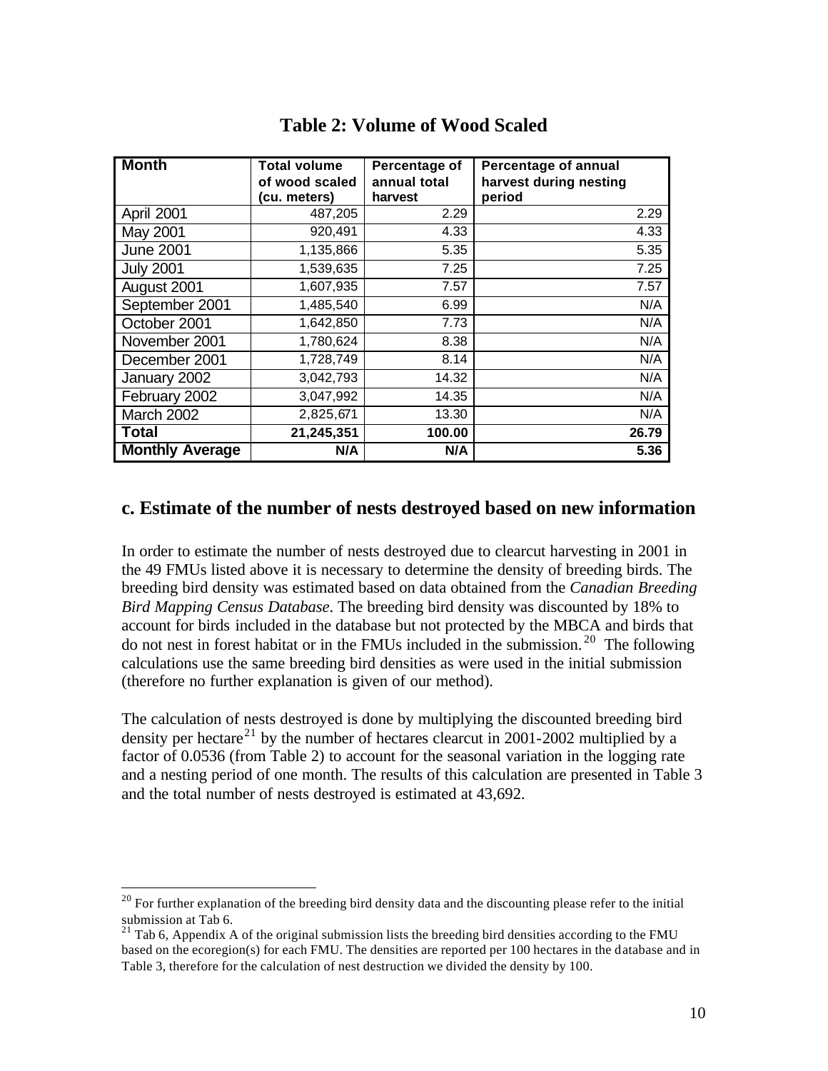## Table 2: Volume of Wood Scaled

| Month | Total volume of wood scaled (cu. meters) | Percentage of annual total harvest | Percentage of annual harvest during nesting period |
|---|---|---|---|
| April 2001 | 487,205 | 2.29 | 2.29 |
| May 2001 | 920,491 | 4.33 | 4.33 |
| June 2001 | 1,135,866 | 5.35 | 5.35 |
| July 2001 | 1,539,635 | 7.25 | 7.25 |
| August 2001 | 1,607,935 | 7.57 | 7.57 |
| September 2001 | 1,485,540 | 6.99 | N/A |
| October 2001 | 1,642,850 | 7.73 | N/A |
| November 2001 | 1,780,624 | 8.38 | N/A |
| December 2001 | 1,728,749 | 8.14 | N/A |
| January 2002 | 3,042,793 | 14.32 | N/A |
| February 2002 | 3,047,992 | 14.35 | N/A |
| March 2002 | 2,825,671 | 13.30 | N/A |
| **Total** | **21,245,351** | **100.00** | **26.79** |
| **Monthly Average** | **N/A** | **N/A** | **5.36** |

## c. Estimate of the number of nests destroyed based on new information

In order to estimate the number of nests destroyed due to clearcut harvesting in 2001 in the 49 FMUs listed above it is necessary to determine the density of breeding birds. The breeding bird density was estimated based on data obtained from the *Canadian Breeding Bird Mapping Census Database*. The breeding bird density was discounted by 18% to account for birds included in the database but not protected by the MBCA and birds that do not nest in forest habitat or in the FMUs included in the submission.[20] The following calculations use the same breeding bird densities as were used in the initial submission (therefore no further explanation is given of our method).

The calculation of nests destroyed is done by multiplying the discounted breeding bird density per hectare[21] by the number of hectares clearcut in 2001-2002 multiplied by a factor of 0.0536 (from Table 2) to account for the seasonal variation in the logging rate and a nesting period of one month. The results of this calculation are presented in Table 3 and the total number of nests destroyed is estimated at 43,692.

---

[20] For further explanation of the breeding bird density data and the discounting please refer to the initial submission at Tab 6.

[21] Tab 6, Appendix A of the original submission lists the breeding bird densities according to the FMU based on the ecoregion(s) for each FMU. The densities are reported per 100 hectares in the database and in Table 3, therefore for the calculation of nest destruction we divided the density by 100.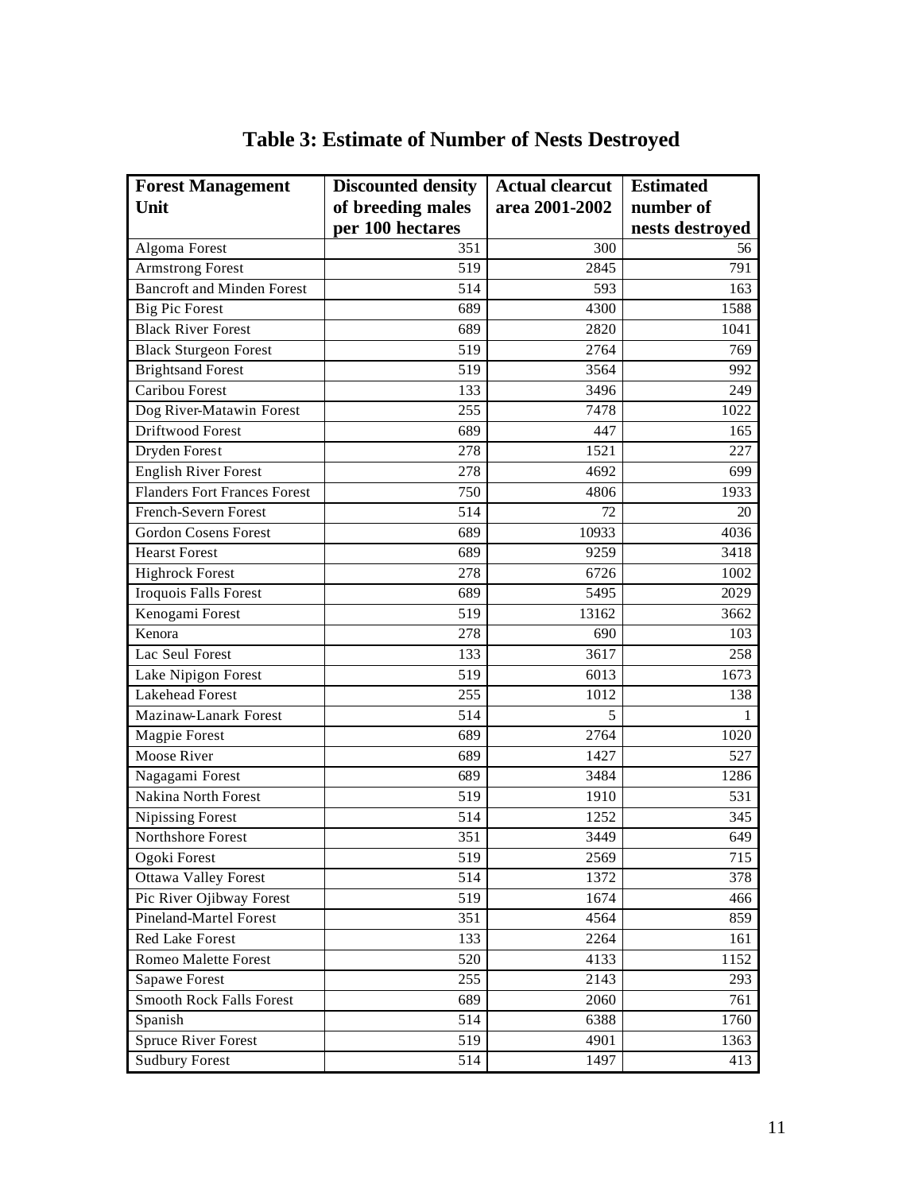# Table 3: Estimate of Number of Nests Destroyed

| Forest Management Unit | Discounted density of breeding males per 100 hectares | Actual clearcut area 2001-2002 | Estimated number of nests destroyed |
|---|---|---|---|
| Algoma Forest | 351 | 300 | 56 |
| Armstrong Forest | 519 | 2845 | 791 |
| Bancroft and Minden Forest | 514 | 593 | 163 |
| Big Pic Forest | 689 | 4300 | 1588 |
| Black River Forest | 689 | 2820 | 1041 |
| Black Sturgeon Forest | 519 | 2764 | 769 |
| Brightsand Forest | 519 | 3564 | 992 |
| Caribou Forest | 133 | 3496 | 249 |
| Dog River-Matawin Forest | 255 | 7478 | 1022 |
| Driftwood Forest | 689 | 447 | 165 |
| Dryden Forest | 278 | 1521 | 227 |
| English River Forest | 278 | 4692 | 699 |
| Flanders Fort Frances Forest | 750 | 4806 | 1933 |
| French-Severn Forest | 514 | 72 | 20 |
| Gordon Cosens Forest | 689 | 10933 | 4036 |
| Hearst Forest | 689 | 9259 | 3418 |
| Highrock Forest | 278 | 6726 | 1002 |
| Iroquois Falls Forest | 689 | 5495 | 2029 |
| Kenogami Forest | 519 | 13162 | 3662 |
| Kenora | 278 | 690 | 103 |
| Lac Seul Forest | 133 | 3617 | 258 |
| Lake Nipigon Forest | 519 | 6013 | 1673 |
| Lakehead Forest | 255 | 1012 | 138 |
| Mazinaw-Lanark Forest | 514 | 5 | 1 |
| Magpie Forest | 689 | 2764 | 1020 |
| Moose River | 689 | 1427 | 527 |
| Nagagami Forest | 689 | 3484 | 1286 |
| Nakina North Forest | 519 | 1910 | 531 |
| Nipissing Forest | 514 | 1252 | 345 |
| Northshore Forest | 351 | 3449 | 649 |
| Ogoki Forest | 519 | 2569 | 715 |
| Ottawa Valley Forest | 514 | 1372 | 378 |
| Pic River Ojibway Forest | 519 | 1674 | 466 |
| Pineland-Martel Forest | 351 | 4564 | 859 |
| Red Lake Forest | 133 | 2264 | 161 |
| Romeo Malette Forest | 520 | 4133 | 1152 |
| Sapawe Forest | 255 | 2143 | 293 |
| Smooth Rock Falls Forest | 689 | 2060 | 761 |
| Spanish | 514 | 6388 | 1760 |
| Spruce River Forest | 519 | 4901 | 1363 |
| Sudbury Forest | 514 | 1497 | 413 |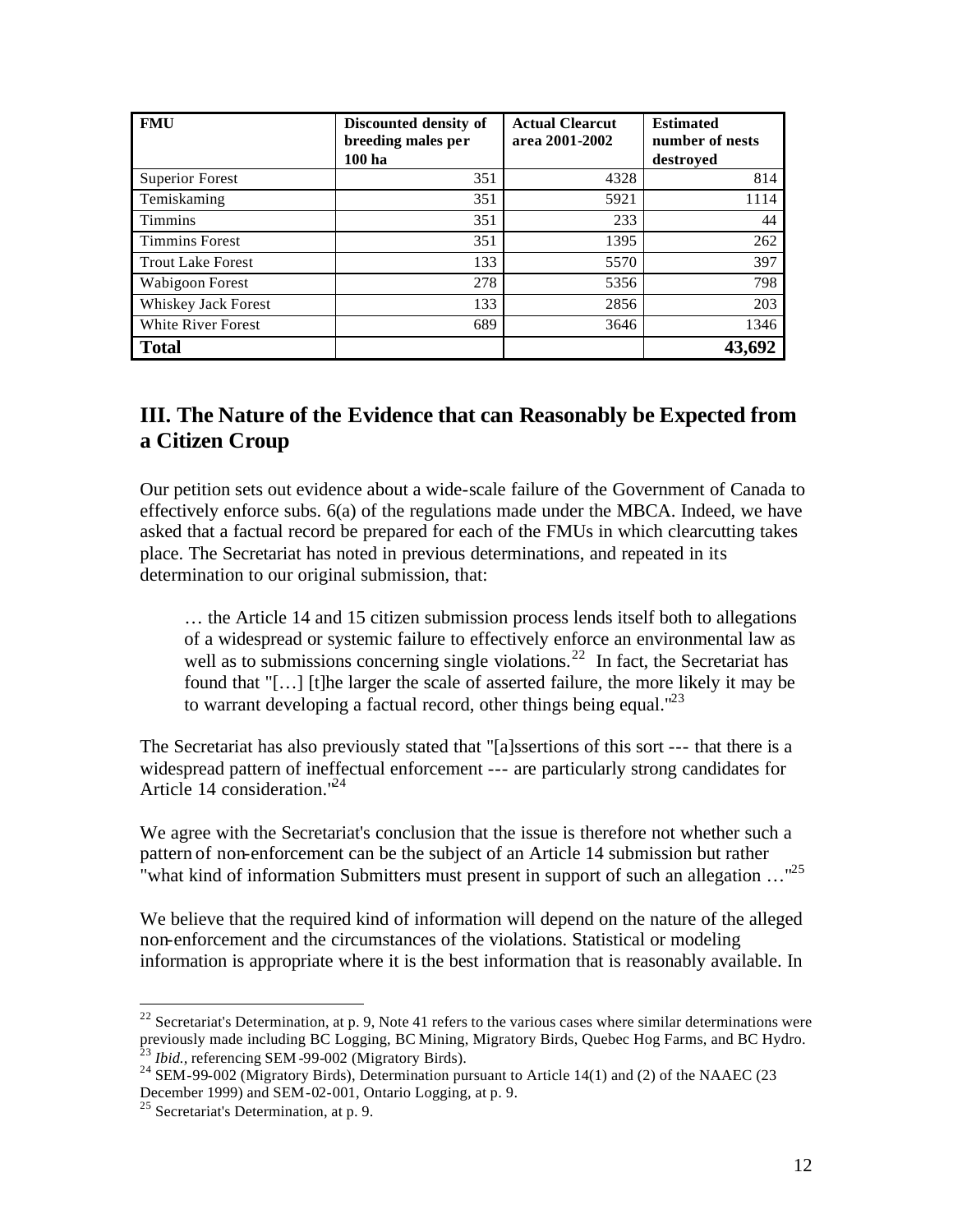| FMU | Discounted density of breeding males per 100 ha | Actual Clearcut area 2001-2002 | Estimated number of nests destroyed |
|---|---|---|---|
| Superior Forest | 351 | 4328 | 814 |
| Temiskaming | 351 | 5921 | 1114 |
| Timmins | 351 | 233 | 44 |
| Timmins Forest | 351 | 1395 | 262 |
| Trout Lake Forest | 133 | 5570 | 397 |
| Wabigoon Forest | 278 | 5356 | 798 |
| Whiskey Jack Forest | 133 | 2856 | 203 |
| White River Forest | 689 | 3646 | 1346 |
| **Total** | | | **43,692** |

## III. The Nature of the Evidence that can Reasonably be Expected from a Citizen Croup

Our petition sets out evidence about a wide-scale failure of the Government of Canada to effectively enforce subs. 6(a) of the regulations made under the MBCA. Indeed, we have asked that a factual record be prepared for each of the FMUs in which clearcutting takes place. The Secretariat has noted in previous determinations, and repeated in its determination to our original submission, that:

> … the Article 14 and 15 citizen submission process lends itself both to allegations of a widespread or systemic failure to effectively enforce an environmental law as well as to submissions concerning single violations.[22] In fact, the Secretariat has found that "[…] [t]he larger the scale of asserted failure, the more likely it may be to warrant developing a factual record, other things being equal."[23]

The Secretariat has also previously stated that "[a]ssertions of this sort --- that there is a widespread pattern of ineffectual enforcement --- are particularly strong candidates for Article 14 consideration."[24]

We agree with the Secretariat's conclusion that the issue is therefore not whether such a pattern of non-enforcement can be the subject of an Article 14 submission but rather "what kind of information Submitters must present in support of such an allegation …"[25]

We believe that the required kind of information will depend on the nature of the alleged non-enforcement and the circumstances of the violations. Statistical or modeling information is appropriate where it is the best information that is reasonably available. In

---

[22] Secretariat's Determination, at p. 9, Note 41 refers to the various cases where similar determinations were previously made including BC Logging, BC Mining, Migratory Birds, Quebec Hog Farms, and BC Hydro.

[23] *Ibid.,* referencing SEM-99-002 (Migratory Birds).

[24] SEM-99-002 (Migratory Birds), Determination pursuant to Article 14(1) and (2) of the NAAEC (23 December 1999) and SEM-02-001, Ontario Logging, at p. 9.

[25] Secretariat's Determination, at p. 9.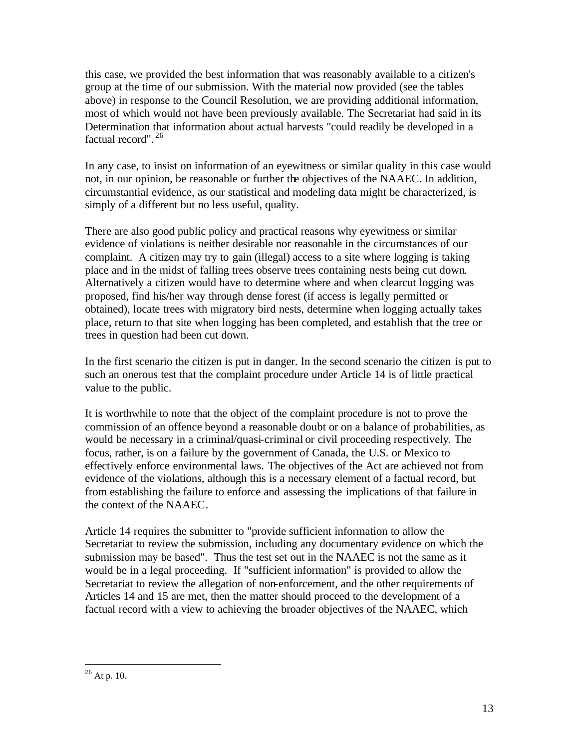this case, we provided the best information that was reasonably available to a citizen's group at the time of our submission. With the material now provided (see the tables above) in response to the Council Resolution, we are providing additional information, most of which would not have been previously available. The Secretariat had said in its Determination that information about actual harvests "could readily be developed in a factual record".[26]

In any case, to insist on information of an eyewitness or similar quality in this case would not, in our opinion, be reasonable or further the objectives of the NAAEC. In addition, circumstantial evidence, as our statistical and modeling data might be characterized, is simply of a different but no less useful, quality.

There are also good public policy and practical reasons why eyewitness or similar evidence of violations is neither desirable nor reasonable in the circumstances of our complaint. A citizen may try to gain (illegal) access to a site where logging is taking place and in the midst of falling trees observe trees containing nests being cut down. Alternatively a citizen would have to determine where and when clearcut logging was proposed, find his/her way through dense forest (if access is legally permitted or obtained), locate trees with migratory bird nests, determine when logging actually takes place, return to that site when logging has been completed, and establish that the tree or trees in question had been cut down.

In the first scenario the citizen is put in danger. In the second scenario the citizen is put to such an onerous test that the complaint procedure under Article 14 is of little practical value to the public.

It is worthwhile to note that the object of the complaint procedure is not to prove the commission of an offence beyond a reasonable doubt or on a balance of probabilities, as would be necessary in a criminal/quasi-criminal or civil proceeding respectively. The focus, rather, is on a failure by the government of Canada, the U.S. or Mexico to effectively enforce environmental laws. The objectives of the Act are achieved not from evidence of the violations, although this is a necessary element of a factual record, but from establishing the failure to enforce and assessing the implications of that failure in the context of the NAAEC.

Article 14 requires the submitter to "provide sufficient information to allow the Secretariat to review the submission, including any documentary evidence on which the submission may be based". Thus the test set out in the NAAEC is not the same as it would be in a legal proceeding. If "sufficient information" is provided to allow the Secretariat to review the allegation of non-enforcement, and the other requirements of Articles 14 and 15 are met, then the matter should proceed to the development of a factual record with a view to achieving the broader objectives of the NAAEC, which

---

[26] At p. 10.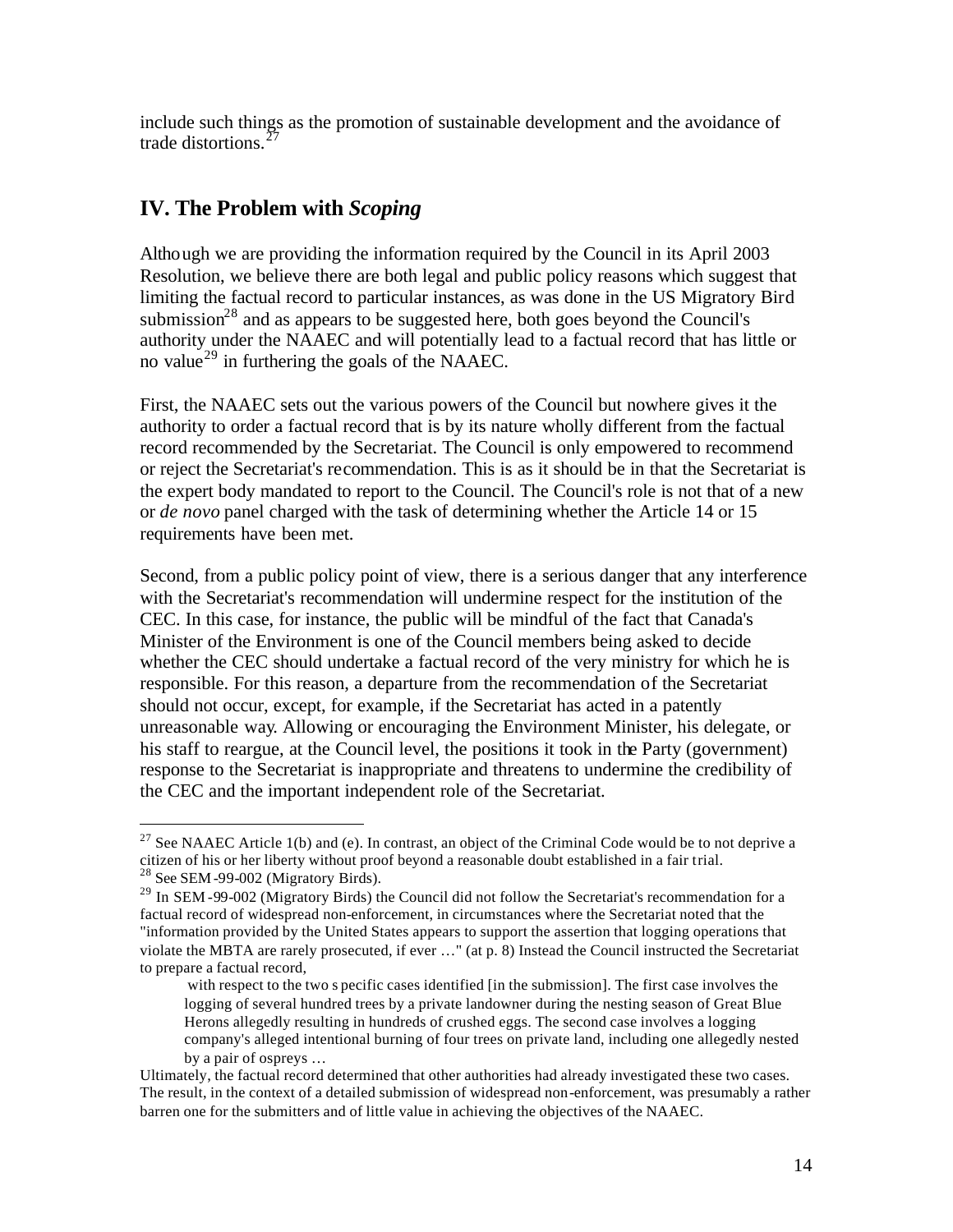include such things as the promotion of sustainable development and the avoidance of trade distortions.[27]

## IV. The Problem with *Scoping*

Although we are providing the information required by the Council in its April 2003 Resolution, we believe there are both legal and public policy reasons which suggest that limiting the factual record to particular instances, as was done in the US Migratory Bird submission[28] and as appears to be suggested here, both goes beyond the Council's authority under the NAAEC and will potentially lead to a factual record that has little or no value[29] in furthering the goals of the NAAEC.

First, the NAAEC sets out the various powers of the Council but nowhere gives it the authority to order a factual record that is by its nature wholly different from the factual record recommended by the Secretariat. The Council is only empowered to recommend or reject the Secretariat's recommendation. This is as it should be in that the Secretariat is the expert body mandated to report to the Council. The Council's role is not that of a new or *de novo* panel charged with the task of determining whether the Article 14 or 15 requirements have been met.

Second, from a public policy point of view, there is a serious danger that any interference with the Secretariat's recommendation will undermine respect for the institution of the CEC. In this case, for instance, the public will be mindful of the fact that Canada's Minister of the Environment is one of the Council members being asked to decide whether the CEC should undertake a factual record of the very ministry for which he is responsible. For this reason, a departure from the recommendation of the Secretariat should not occur, except, for example, if the Secretariat has acted in a patently unreasonable way. Allowing or encouraging the Environment Minister, his delegate, or his staff to reargue, at the Council level, the positions it took in the Party (government) response to the Secretariat is inappropriate and threatens to undermine the credibility of the CEC and the important independent role of the Secretariat.

---

[27] See NAAEC Article 1(b) and (e). In contrast, an object of the Criminal Code would be to not deprive a citizen of his or her liberty without proof beyond a reasonable doubt established in a fair trial.

[28] See SEM-99-002 (Migratory Birds).

[29] In SEM-99-002 (Migratory Birds) the Council did not follow the Secretariat's recommendation for a factual record of widespread non-enforcement, in circumstances where the Secretariat noted that the "information provided by the United States appears to support the assertion that logging operations that violate the MBTA are rarely prosecuted, if ever …" (at p. 8) Instead the Council instructed the Secretariat to prepare a factual record,

> with respect to the two specific cases identified [in the submission]. The first case involves the logging of several hundred trees by a private landowner during the nesting season of Great Blue Herons allegedly resulting in hundreds of crushed eggs. The second case involves a logging company's alleged intentional burning of four trees on private land, including one allegedly nested by a pair of ospreys …

Ultimately, the factual record determined that other authorities had already investigated these two cases. The result, in the context of a detailed submission of widespread non-enforcement, was presumably a rather barren one for the submitters and of little value in achieving the objectives of the NAAEC.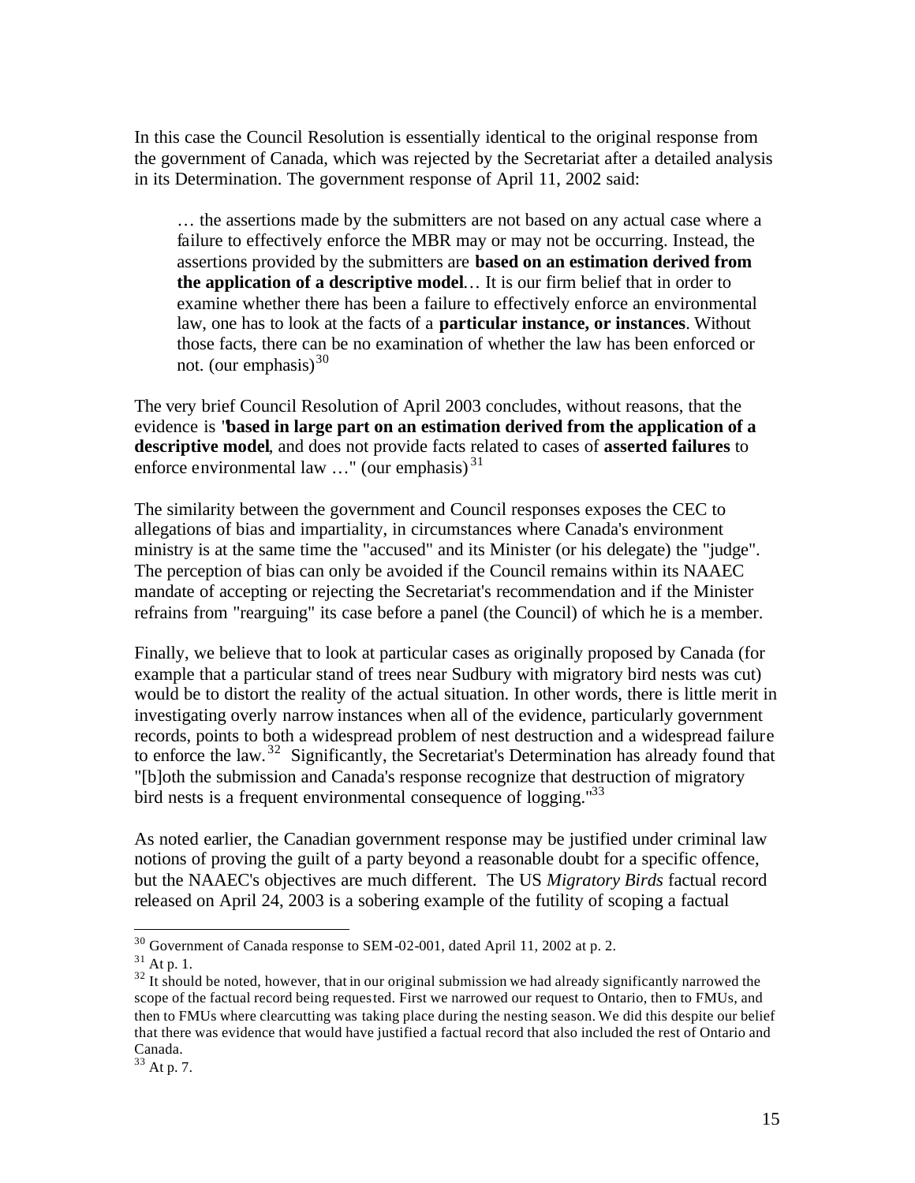In this case the Council Resolution is essentially identical to the original response from the government of Canada, which was rejected by the Secretariat after a detailed analysis in its Determination. The government response of April 11, 2002 said:

> … the assertions made by the submitters are not based on any actual case where a failure to effectively enforce the MBR may or may not be occurring. Instead, the assertions provided by the submitters are **based on an estimation derived from the application of a descriptive model**… It is our firm belief that in order to examine whether there has been a failure to effectively enforce an environmental law, one has to look at the facts of a **particular instance, or instances**. Without those facts, there can be no examination of whether the law has been enforced or not. (our emphasis)[30]

The very brief Council Resolution of April 2003 concludes, without reasons, that the evidence is "**based in large part on an estimation derived from the application of a descriptive model**, and does not provide facts related to cases of **asserted failures** to enforce environmental law …" (our emphasis)[31]

The similarity between the government and Council responses exposes the CEC to allegations of bias and impartiality, in circumstances where Canada's environment ministry is at the same time the "accused" and its Minister (or his delegate) the "judge". The perception of bias can only be avoided if the Council remains within its NAAEC mandate of accepting or rejecting the Secretariat's recommendation and if the Minister refrains from "rearguing" its case before a panel (the Council) of which he is a member.

Finally, we believe that to look at particular cases as originally proposed by Canada (for example that a particular stand of trees near Sudbury with migratory bird nests was cut) would be to distort the reality of the actual situation. In other words, there is little merit in investigating overly narrow instances when all of the evidence, particularly government records, points to both a widespread problem of nest destruction and a widespread failure to enforce the law.[32] Significantly, the Secretariat's Determination has already found that "[b]oth the submission and Canada's response recognize that destruction of migratory bird nests is a frequent environmental consequence of logging."[33]

As noted earlier, the Canadian government response may be justified under criminal law notions of proving the guilt of a party beyond a reasonable doubt for a specific offence, but the NAAEC's objectives are much different. The US *Migratory Birds* factual record released on April 24, 2003 is a sobering example of the futility of scoping a factual

---

[30] Government of Canada response to SEM-02-001, dated April 11, 2002 at p. 2.

[31] At p. 1.

[32] It should be noted, however, that in our original submission we had already significantly narrowed the scope of the factual record being requested. First we narrowed our request to Ontario, then to FMUs, and then to FMUs where clearcutting was taking place during the nesting season. We did this despite our belief that there was evidence that would have justified a factual record that also included the rest of Ontario and Canada.

[33] At p. 7.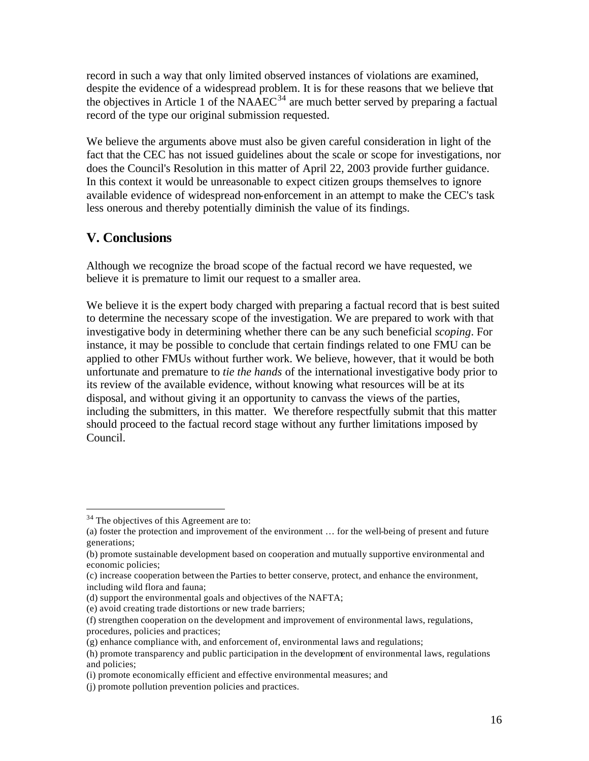record in such a way that only limited observed instances of violations are examined, despite the evidence of a widespread problem. It is for these reasons that we believe that the objectives in Article 1 of the NAAEC[34] are much better served by preparing a factual record of the type our original submission requested.

We believe the arguments above must also be given careful consideration in light of the fact that the CEC has not issued guidelines about the scale or scope for investigations, nor does the Council's Resolution in this matter of April 22, 2003 provide further guidance. In this context it would be unreasonable to expect citizen groups themselves to ignore available evidence of widespread non-enforcement in an attempt to make the CEC's task less onerous and thereby potentially diminish the value of its findings.

## V. Conclusions

Although we recognize the broad scope of the factual record we have requested, we believe it is premature to limit our request to a smaller area.

We believe it is the expert body charged with preparing a factual record that is best suited to determine the necessary scope of the investigation. We are prepared to work with that investigative body in determining whether there can be any such beneficial *scoping*. For instance, it may be possible to conclude that certain findings related to one FMU can be applied to other FMUs without further work. We believe, however, that it would be both unfortunate and premature to *tie the hands* of the international investigative body prior to its review of the available evidence, without knowing what resources will be at its disposal, and without giving it an opportunity to canvass the views of the parties, including the submitters, in this matter. We therefore respectfully submit that this matter should proceed to the factual record stage without any further limitations imposed by Council.

---

[34] The objectives of this Agreement are to:
(a) foster the protection and improvement of the environment … for the well-being of present and future generations;
(b) promote sustainable development based on cooperation and mutually supportive environmental and economic policies;
(c) increase cooperation between the Parties to better conserve, protect, and enhance the environment, including wild flora and fauna;
(d) support the environmental goals and objectives of the NAFTA;
(e) avoid creating trade distortions or new trade barriers;
(f) strengthen cooperation on the development and improvement of environmental laws, regulations, procedures, policies and practices;
(g) enhance compliance with, and enforcement of, environmental laws and regulations;
(h) promote transparency and public participation in the development of environmental laws, regulations and policies;
(i) promote economically efficient and effective environmental measures; and
(j) promote pollution prevention policies and practices.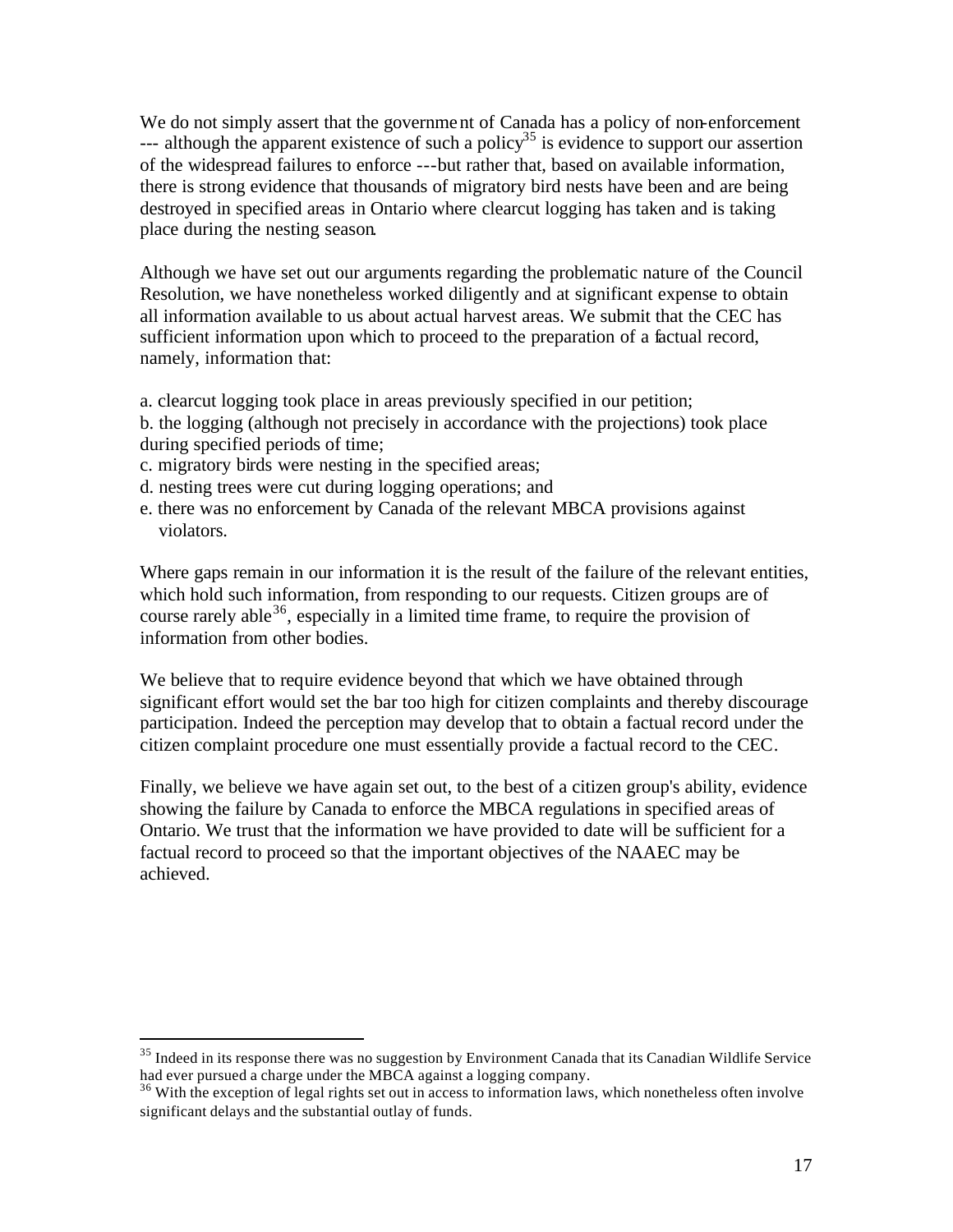We do not simply assert that the government of Canada has a policy of non-enforcement --- although the apparent existence of such a policy[35] is evidence to support our assertion of the widespread failures to enforce ---but rather that, based on available information, there is strong evidence that thousands of migratory bird nests have been and are being destroyed in specified areas in Ontario where clearcut logging has taken and is taking place during the nesting season.

Although we have set out our arguments regarding the problematic nature of the Council Resolution, we have nonetheless worked diligently and at significant expense to obtain all information available to us about actual harvest areas. We submit that the CEC has sufficient information upon which to proceed to the preparation of a factual record, namely, information that:

a. clearcut logging took place in areas previously specified in our petition;
b. the logging (although not precisely in accordance with the projections) took place during specified periods of time;
c. migratory birds were nesting in the specified areas;
d. nesting trees were cut during logging operations; and
e. there was no enforcement by Canada of the relevant MBCA provisions against violators.

Where gaps remain in our information it is the result of the failure of the relevant entities, which hold such information, from responding to our requests. Citizen groups are of course rarely able[36], especially in a limited time frame, to require the provision of information from other bodies.

We believe that to require evidence beyond that which we have obtained through significant effort would set the bar too high for citizen complaints and thereby discourage participation. Indeed the perception may develop that to obtain a factual record under the citizen complaint procedure one must essentially provide a factual record to the CEC.

Finally, we believe we have again set out, to the best of a citizen group's ability, evidence showing the failure by Canada to enforce the MBCA regulations in specified areas of Ontario. We trust that the information we have provided to date will be sufficient for a factual record to proceed so that the important objectives of the NAAEC may be achieved.

---

[35] Indeed in its response there was no suggestion by Environment Canada that its Canadian Wildlife Service had ever pursued a charge under the MBCA against a logging company.

[36] With the exception of legal rights set out in access to information laws, which nonetheless often involve significant delays and the substantial outlay of funds.